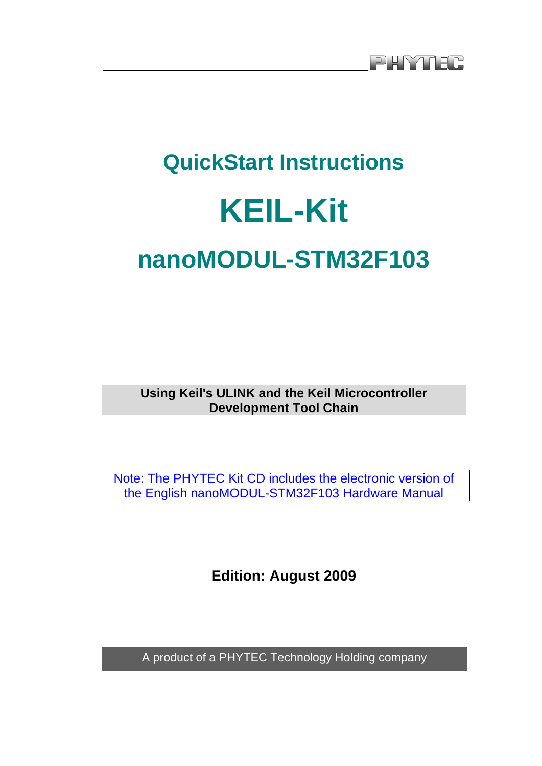PHYTEC

# QuickStart Instructions

# KEIL-Kit

# nanoMODUL-STM32F103

**Using Keil's ULINK and the Keil Microcontroller Development Tool Chain**

Note: The PHYTEC Kit CD includes the electronic version of the English nanoMODUL-STM32F103 Hardware Manual

**Edition: August 2009**

A product of a PHYTEC Technology Holding company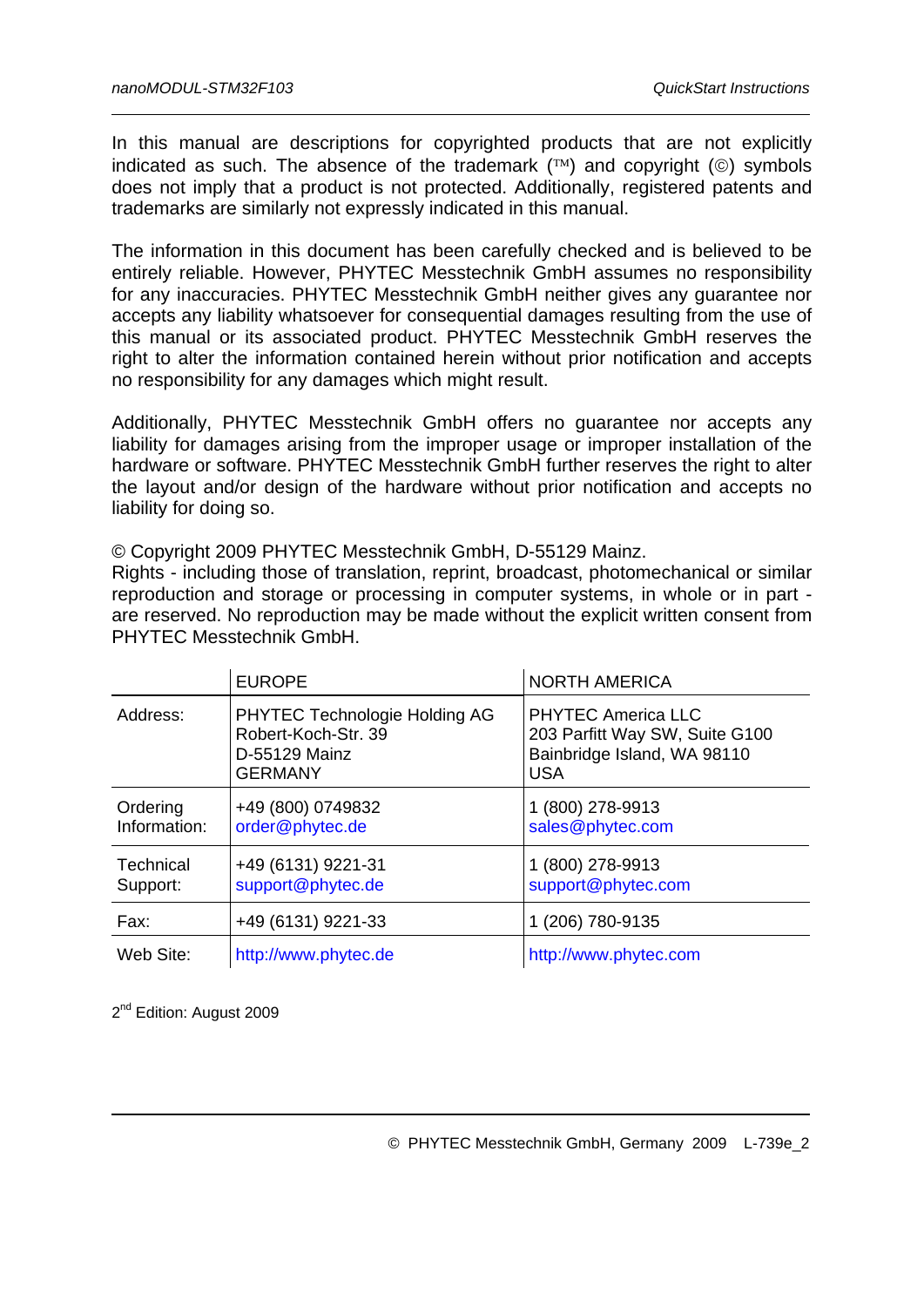In this manual are descriptions for copyrighted products that are not explicitly indicated as such. The absence of the trademark (™) and copyright (©) symbols does not imply that a product is not protected. Additionally, registered patents and trademarks are similarly not expressly indicated in this manual.

The information in this document has been carefully checked and is believed to be entirely reliable. However, PHYTEC Messtechnik GmbH assumes no responsibility for any inaccuracies. PHYTEC Messtechnik GmbH neither gives any guarantee nor accepts any liability whatsoever for consequential damages resulting from the use of this manual or its associated product. PHYTEC Messtechnik GmbH reserves the right to alter the information contained herein without prior notification and accepts no responsibility for any damages which might result.

Additionally, PHYTEC Messtechnik GmbH offers no guarantee nor accepts any liability for damages arising from the improper usage or improper installation of the hardware or software. PHYTEC Messtechnik GmbH further reserves the right to alter the layout and/or design of the hardware without prior notification and accepts no liability for doing so.

© Copyright 2009 PHYTEC Messtechnik GmbH, D-55129 Mainz.
Rights - including those of translation, reprint, broadcast, photomechanical or similar reproduction and storage or processing in computer systems, in whole or in part - are reserved. No reproduction may be made without the explicit written consent from PHYTEC Messtechnik GmbH.

| | EUROPE | NORTH AMERICA |
|---|---|---|
| Address: | PHYTEC Technologie Holding AG<br>Robert-Koch-Str. 39<br>D-55129 Mainz<br>GERMANY | PHYTEC America LLC<br>203 Parfitt Way SW, Suite G100<br>Bainbridge Island, WA 98110<br>USA |
| Ordering Information: | +49 (800) 0749832<br>order@phytec.de | 1 (800) 278-9913<br>sales@phytec.com |
| Technical Support: | +49 (6131) 9221-31<br>support@phytec.de | 1 (800) 278-9913<br>support@phytec.com |
| Fax: | +49 (6131) 9221-33 | 1 (206) 780-9135 |
| Web Site: | http://www.phytec.de | http://www.phytec.com |

2nd Edition: August 2009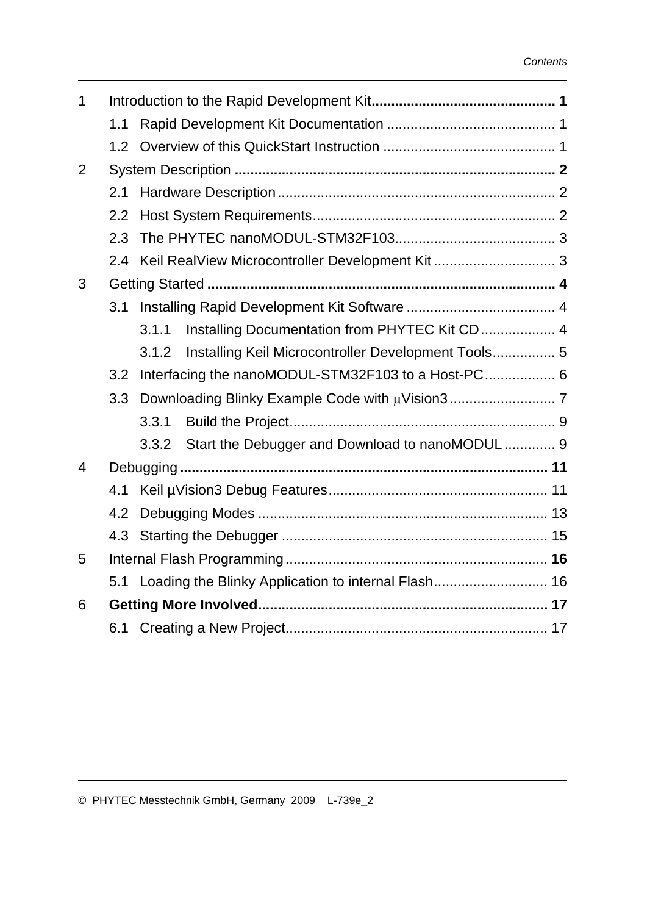| | | |
|---|---|---|
| **1** | **Introduction to the Rapid Development Kit** | **1** |
| 1.1 | Rapid Development Kit Documentation | 1 |
| 1.2 | Overview of this QuickStart Instruction | 1 |
| **2** | **System Description** | **2** |
| 2.1 | Hardware Description | 2 |
| 2.2 | Host System Requirements | 2 |
| 2.3 | The PHYTEC nanoMODUL-STM32F103 | 3 |
| 2.4 | Keil RealView Microcontroller Development Kit | 3 |
| **3** | **Getting Started** | **4** |
| 3.1 | Installing Rapid Development Kit Software | 4 |
| 3.1.1 | Installing Documentation from PHYTEC Kit CD | 4 |
| 3.1.2 | Installing Keil Microcontroller Development Tools | 5 |
| 3.2 | Interfacing the nanoMODUL-STM32F103 to a Host-PC | 6 |
| 3.3 | Downloading Blinky Example Code with µVision3 | 7 |
| 3.3.1 | Build the Project | 9 |
| 3.3.2 | Start the Debugger and Download to nanoMODUL | 9 |
| **4** | **Debugging** | **11** |
| 4.1 | Keil µVision3 Debug Features | 11 |
| 4.2 | Debugging Modes | 13 |
| 4.3 | Starting the Debugger | 15 |
| **5** | **Internal Flash Programming** | **16** |
| 5.1 | Loading the Blinky Application to internal Flash | 16 |
| **6** | **Getting More Involved** | **17** |
| 6.1 | Creating a New Project | 17 |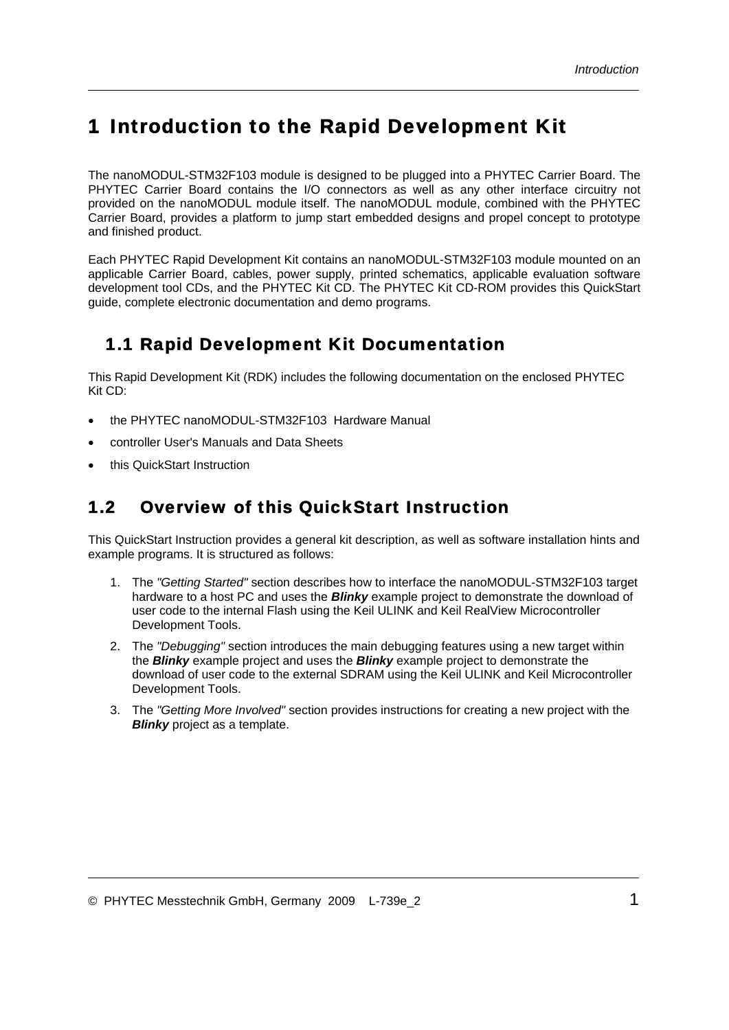# 1 Introduction to the Rapid Development Kit

The nanoMODUL-STM32F103 module is designed to be plugged into a PHYTEC Carrier Board. The PHYTEC Carrier Board contains the I/O connectors as well as any other interface circuitry not provided on the nanoMODUL module itself. The nanoMODUL module, combined with the PHYTEC Carrier Board, provides a platform to jump start embedded designs and propel concept to prototype and finished product.

Each PHYTEC Rapid Development Kit contains an nanoMODUL-STM32F103 module mounted on an applicable Carrier Board, cables, power supply, printed schematics, applicable evaluation software development tool CDs, and the PHYTEC Kit CD. The PHYTEC Kit CD-ROM provides this QuickStart guide, complete electronic documentation and demo programs.

## 1.1 Rapid Development Kit Documentation

This Rapid Development Kit (RDK) includes the following documentation on the enclosed PHYTEC Kit CD:

- the PHYTEC nanoMODUL-STM32F103 Hardware Manual
- controller User's Manuals and Data Sheets
- this QuickStart Instruction

## 1.2 Overview of this QuickStart Instruction

This QuickStart Instruction provides a general kit description, as well as software installation hints and example programs. It is structured as follows:

1. The *"Getting Started"* section describes how to interface the nanoMODUL-STM32F103 target hardware to a host PC and uses the ***Blinky*** example project to demonstrate the download of user code to the internal Flash using the Keil ULINK and Keil RealView Microcontroller Development Tools.
2. The *"Debugging"* section introduces the main debugging features using a new target within the ***Blinky*** example project and uses the ***Blinky*** example project to demonstrate the download of user code to the external SDRAM using the Keil ULINK and Keil Microcontroller Development Tools.
3. The *"Getting More Involved"* section provides instructions for creating a new project with the ***Blinky*** project as a template.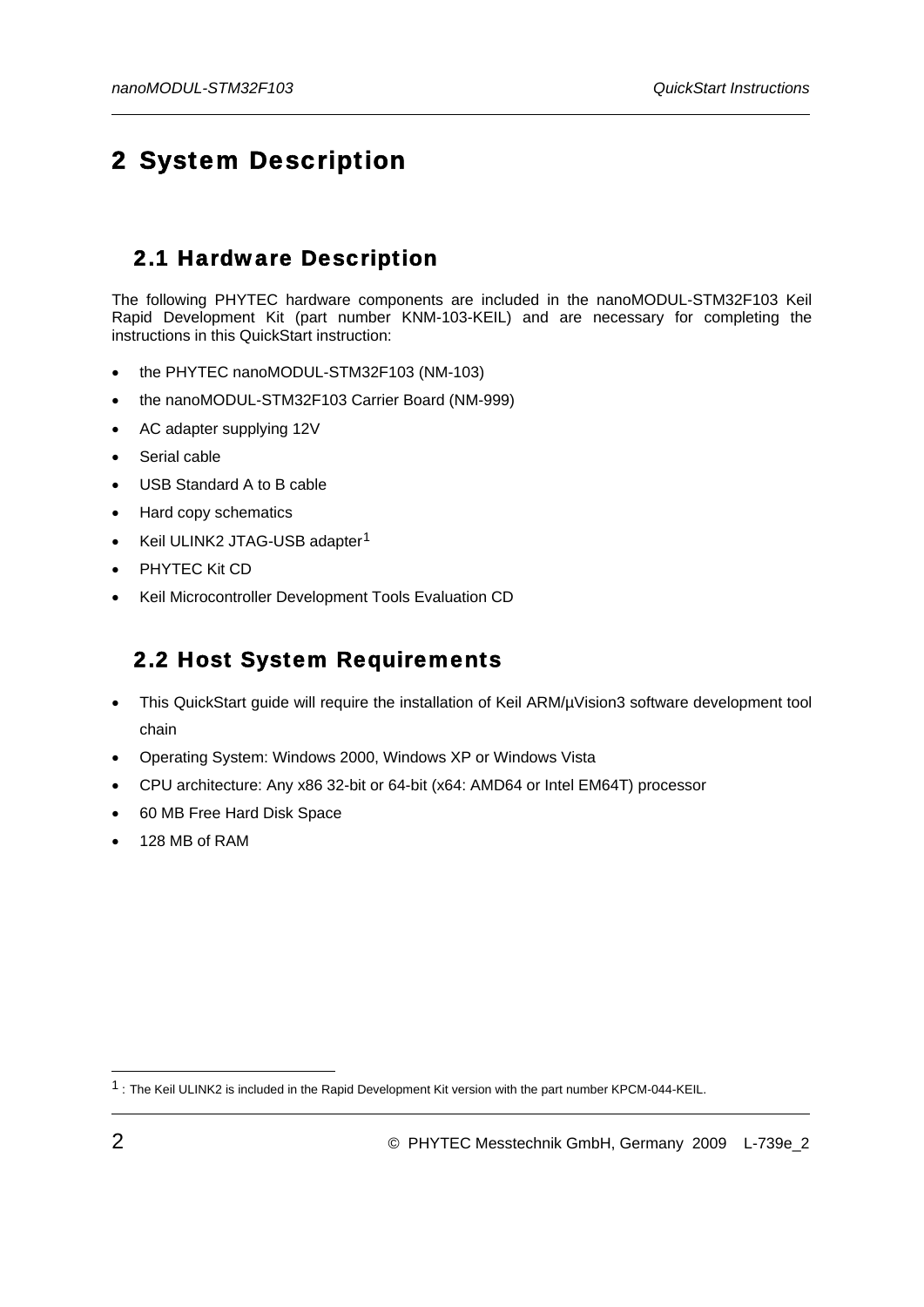# 2 System Description

## 2.1 Hardware Description

The following PHYTEC hardware components are included in the nanoMODUL-STM32F103 Keil Rapid Development Kit (part number KNM-103-KEIL) and are necessary for completing the instructions in this QuickStart instruction:

- the PHYTEC nanoMODUL-STM32F103 (NM-103)
- the nanoMODUL-STM32F103 Carrier Board (NM-999)
- AC adapter supplying 12V
- Serial cable
- USB Standard A to B cable
- Hard copy schematics
- Keil ULINK2 JTAG-USB adapter[1]
- PHYTEC Kit CD
- Keil Microcontroller Development Tools Evaluation CD

## 2.2 Host System Requirements

- This QuickStart guide will require the installation of Keil ARM/µVision3 software development tool chain
- Operating System: Windows 2000, Windows XP or Windows Vista
- CPU architecture: Any x86 32-bit or 64-bit (x64: AMD64 or Intel EM64T) processor
- 60 MB Free Hard Disk Space
- 128 MB of RAM

---

[1] : The Keil ULINK2 is included in the Rapid Development Kit version with the part number KPCM-044-KEIL.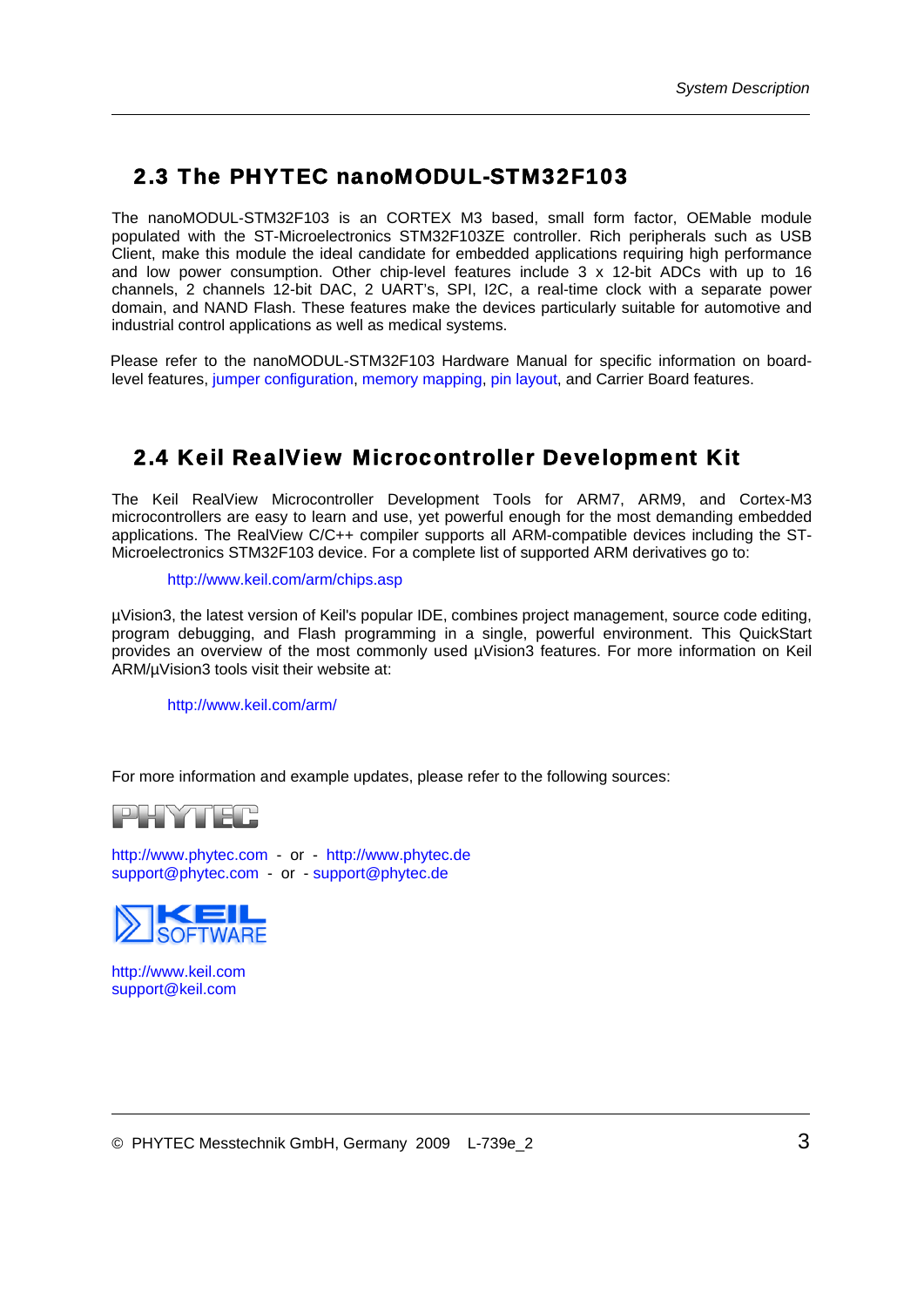## 2.3 The PHYTEC nanoMODUL-STM32F103

The nanoMODUL-STM32F103 is an CORTEX M3 based, small form factor, OEMable module populated with the ST-Microelectronics STM32F103ZE controller. Rich peripherals such as USB Client, make this module the ideal candidate for embedded applications requiring high performance and low power consumption. Other chip-level features include 3 x 12-bit ADCs with up to 16 channels, 2 channels 12-bit DAC, 2 UART's, SPI, I2C, a real-time clock with a separate power domain, and NAND Flash. These features make the devices particularly suitable for automotive and industrial control applications as well as medical systems.

Please refer to the nanoMODUL-STM32F103 Hardware Manual for specific information on board-level features, jumper configuration, memory mapping, pin layout, and Carrier Board features.

## 2.4 Keil RealView Microcontroller Development Kit

The Keil RealView Microcontroller Development Tools for ARM7, ARM9, and Cortex-M3 microcontrollers are easy to learn and use, yet powerful enough for the most demanding embedded applications. The RealView C/C++ compiler supports all ARM-compatible devices including the ST-Microelectronics STM32F103 device. For a complete list of supported ARM derivatives go to:

http://www.keil.com/arm/chips.asp

µVision3, the latest version of Keil's popular IDE, combines project management, source code editing, program debugging, and Flash programming in a single, powerful environment. This QuickStart provides an overview of the most commonly used µVision3 features. For more information on Keil ARM/µVision3 tools visit their website at:

http://www.keil.com/arm/

For more information and example updates, please refer to the following sources:

PHYTEC

http://www.phytec.com - or - http://www.phytec.de
support@phytec.com - or - support@phytec.de

KEIL SOFTWARE

http://www.keil.com
support@keil.com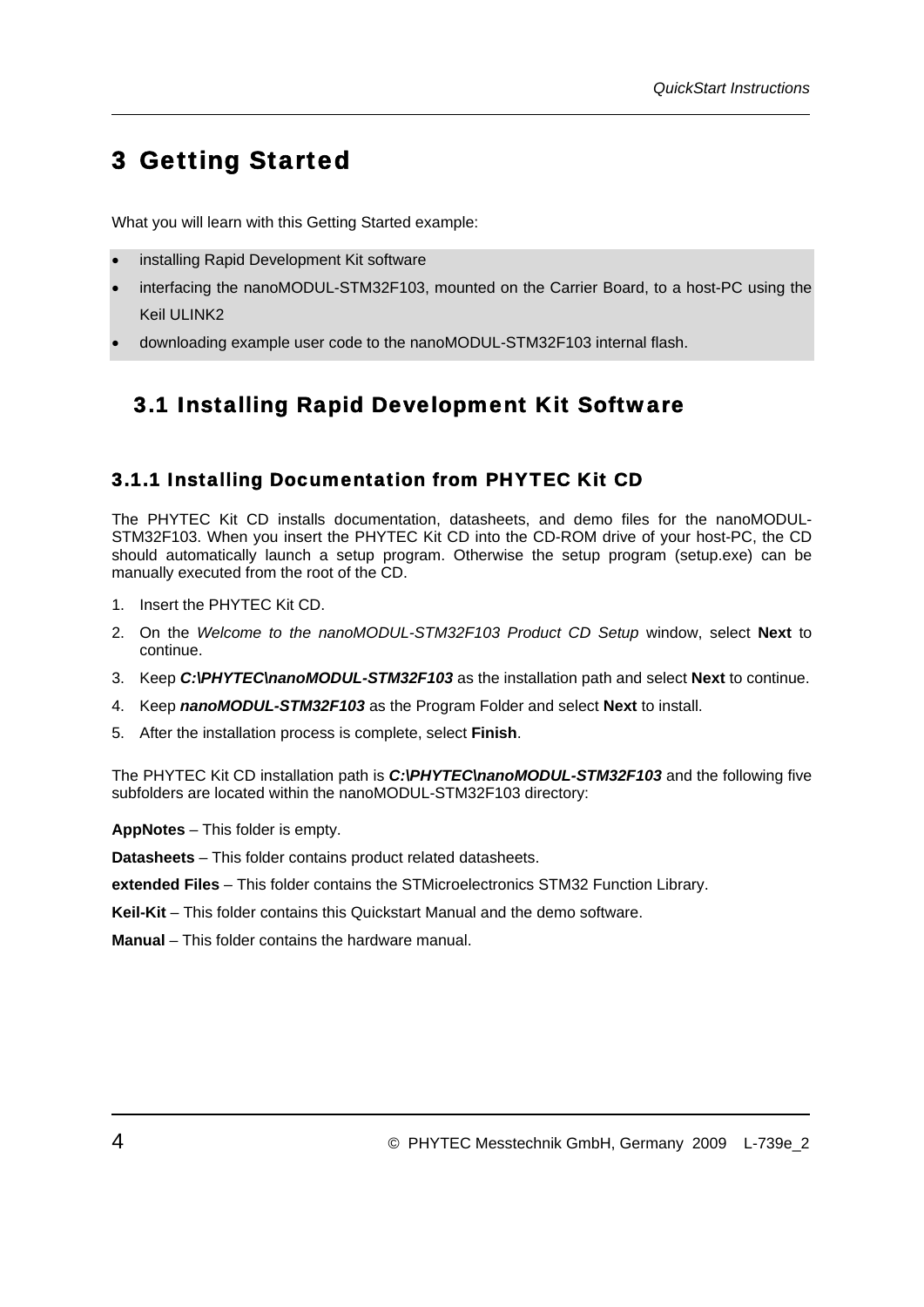# 3 Getting Started

What you will learn with this Getting Started example:

- installing Rapid Development Kit software
- interfacing the nanoMODUL-STM32F103, mounted on the Carrier Board, to a host-PC using the Keil ULINK2
- downloading example user code to the nanoMODUL-STM32F103 internal flash.

## 3.1 Installing Rapid Development Kit Software

### 3.1.1 Installing Documentation from PHYTEC Kit CD

The PHYTEC Kit CD installs documentation, datasheets, and demo files for the nanoMODUL-STM32F103. When you insert the PHYTEC Kit CD into the CD-ROM drive of your host-PC, the CD should automatically launch a setup program. Otherwise the setup program (setup.exe) can be manually executed from the root of the CD.

1. Insert the PHYTEC Kit CD.
2. On the *Welcome to the nanoMODUL-STM32F103 Product CD Setup* window, select **Next** to continue.
3. Keep ***C:\PHYTEC\nanoMODUL-STM32F103*** as the installation path and select **Next** to continue.
4. Keep ***nanoMODUL-STM32F103*** as the Program Folder and select **Next** to install.
5. After the installation process is complete, select **Finish**.

The PHYTEC Kit CD installation path is ***C:\PHYTEC\nanoMODUL-STM32F103*** and the following five subfolders are located within the nanoMODUL-STM32F103 directory:

**AppNotes** – This folder is empty.

**Datasheets** – This folder contains product related datasheets.

**extended Files** – This folder contains the STMicroelectronics STM32 Function Library.

**Keil-Kit** – This folder contains this Quickstart Manual and the demo software.

**Manual** – This folder contains the hardware manual.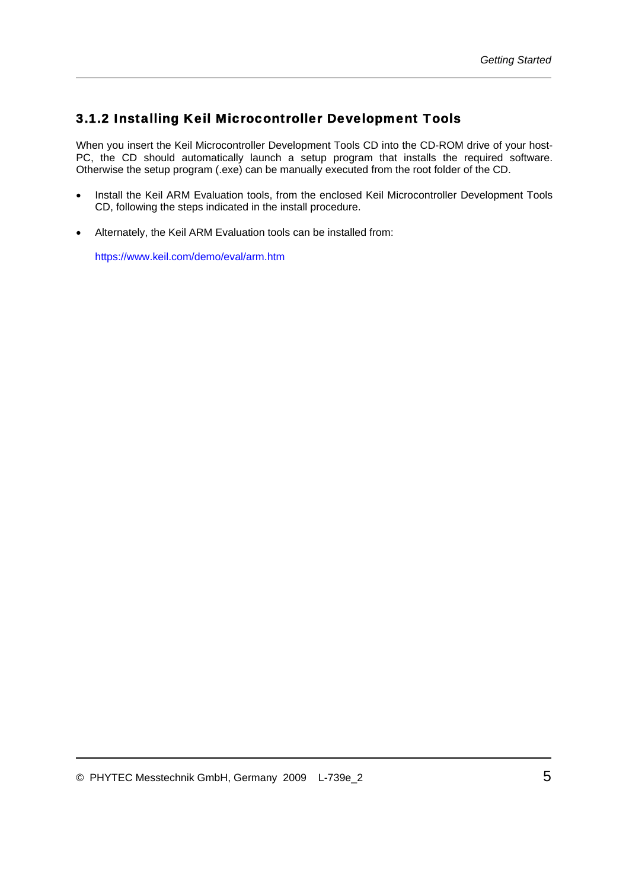### 3.1.2 Installing Keil Microcontroller Development Tools

When you insert the Keil Microcontroller Development Tools CD into the CD-ROM drive of your host-PC, the CD should automatically launch a setup program that installs the required software. Otherwise the setup program (.exe) can be manually executed from the root folder of the CD.

- Install the Keil ARM Evaluation tools, from the enclosed Keil Microcontroller Development Tools CD, following the steps indicated in the install procedure.
- Alternately, the Keil ARM Evaluation tools can be installed from:

  https://www.keil.com/demo/eval/arm.htm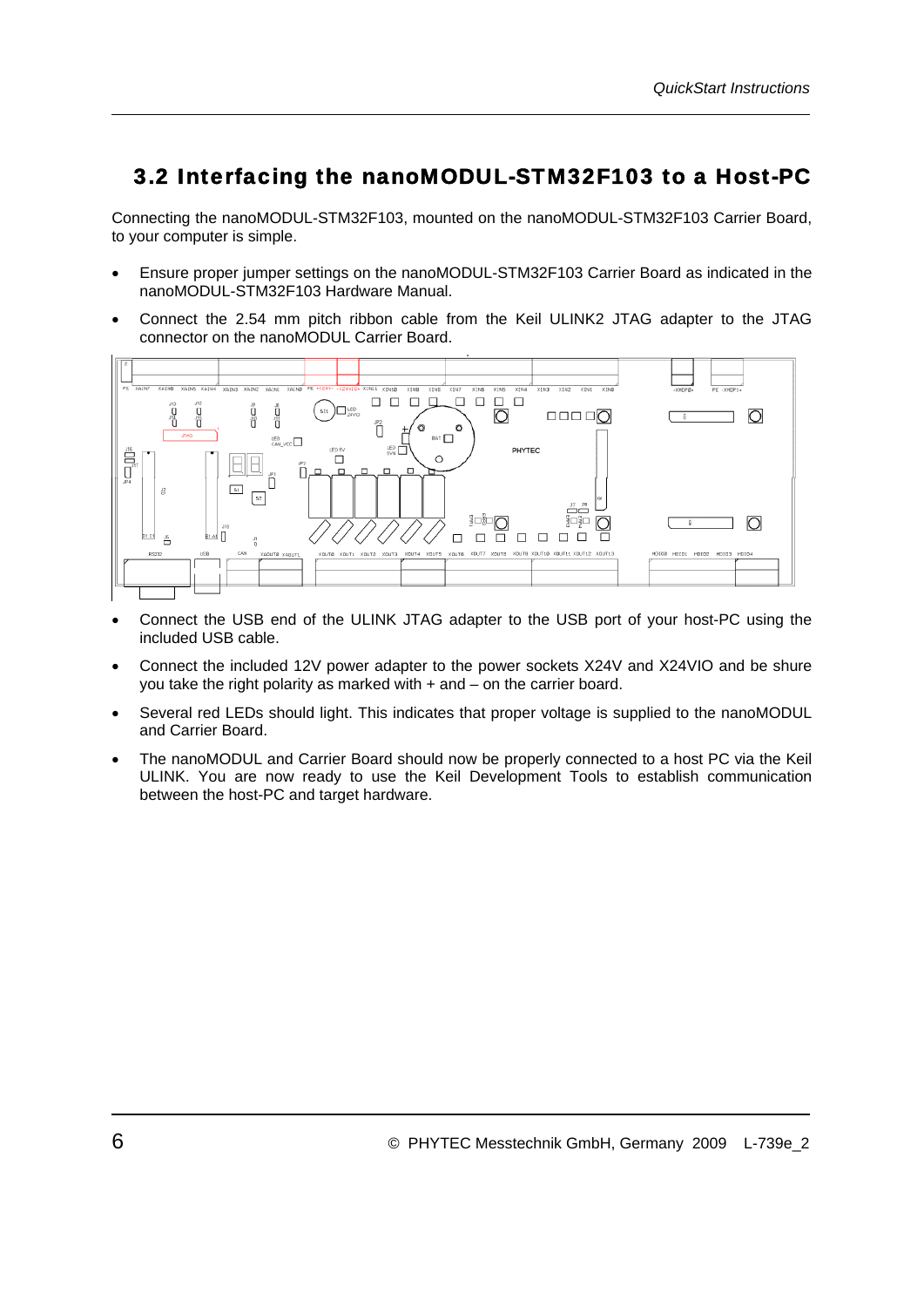## 3.2 Interfacing the nanoMODUL-STM32F103 to a Host-PC

Connecting the nanoMODUL-STM32F103, mounted on the nanoMODUL-STM32F103 Carrier Board, to your computer is simple.

- Ensure proper jumper settings on the nanoMODUL-STM32F103 Carrier Board as indicated in the nanoMODUL-STM32F103 Hardware Manual.
- Connect the 2.54 mm pitch ribbon cable from the Keil ULINK2 JTAG adapter to the JTAG connector on the nanoMODUL Carrier Board.
- Connect the USB end of the ULINK JTAG adapter to the USB port of your host-PC using the included USB cable.
- Connect the included 12V power adapter to the power sockets X24V and X24VIO and be shure you take the right polarity as marked with + and – on the carrier board.
- Several red LEDs should light. This indicates that proper voltage is supplied to the nanoMODUL and Carrier Board.
- The nanoMODUL and Carrier Board should now be properly connected to a host PC via the Keil ULINK. You are now ready to use the Keil Development Tools to establish communication between the host-PC and target hardware.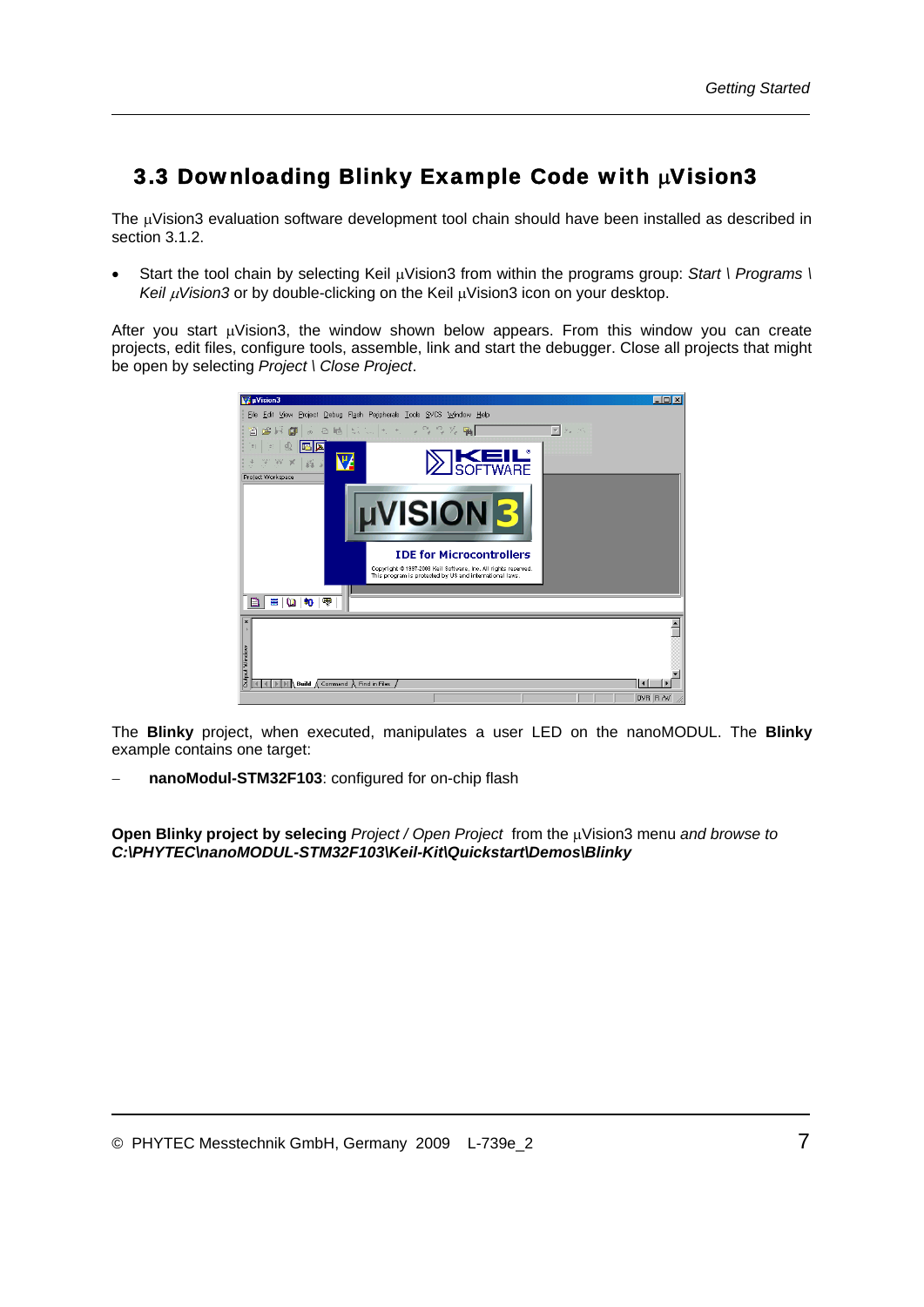## 3.3 Downloading Blinky Example Code with µVision3

The µVision3 evaluation software development tool chain should have been installed as described in section 3.1.2.

- Start the tool chain by selecting Keil µVision3 from within the programs group: *Start \ Programs \ Keil µVision3* or by double-clicking on the Keil µVision3 icon on your desktop.

After you start µVision3, the window shown below appears. From this window you can create projects, edit files, configure tools, assemble, link and start the debugger. Close all projects that might be open by selecting *Project \ Close Project*.

The **Blinky** project, when executed, manipulates a user LED on the nanoMODUL. The **Blinky** example contains one target:

– **nanoModul-STM32F103**: configured for on-chip flash

**Open Blinky project by selecing** *Project / Open Project* from the µVision3 menu *and browse to* ***C:\PHYTEC\nanoMODUL-STM32F103\Keil-Kit\Quickstart\Demos\Blinky***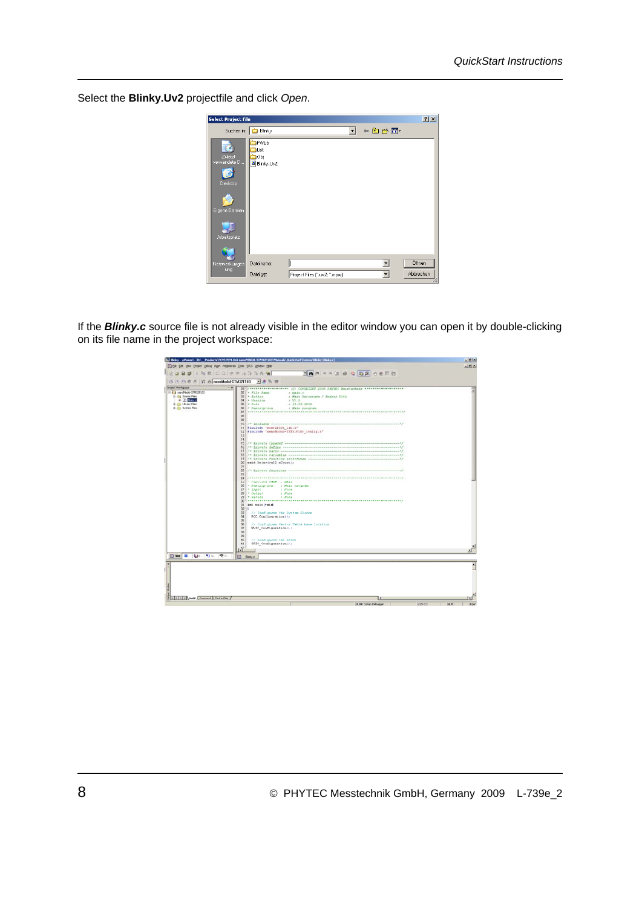Select the **Blinky.Uv2** projectfile and click *Open*.

If the ***Blinky.c*** source file is not already visible in the editor window you can open it by double-clicking on its file name in the project workspace: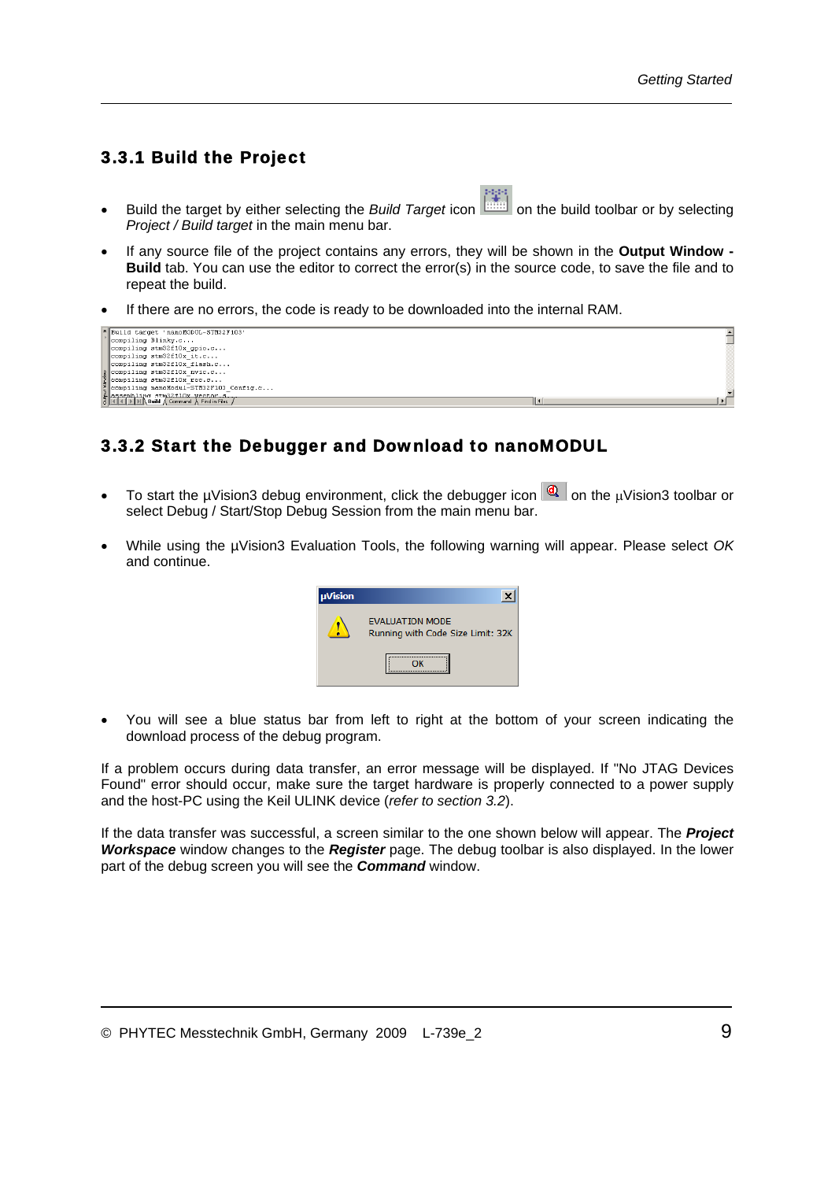### 3.3.1 Build the Project

- Build the target by either selecting the *Build Target* icon on the build toolbar or by selecting *Project / Build target* in the main menu bar.
- If any source file of the project contains any errors, they will be shown in the **Output Window - Build** tab. You can use the editor to correct the error(s) in the source code, to save the file and to repeat the build.
- If there are no errors, the code is ready to be downloaded into the internal RAM.

### 3.3.2 Start the Debugger and Download to nanoMODUL

- To start the µVision3 debug environment, click the debugger icon on the µVision3 toolbar or select Debug / Start/Stop Debug Session from the main menu bar.
- While using the µVision3 Evaluation Tools, the following warning will appear. Please select *OK* and continue.

- You will see a blue status bar from left to right at the bottom of your screen indicating the download process of the debug program.

If a problem occurs during data transfer, an error message will be displayed. If "No JTAG Devices Found" error should occur, make sure the target hardware is properly connected to a power supply and the host-PC using the Keil ULINK device (*refer to section 3.2*).

If the data transfer was successful, a screen similar to the one shown below will appear. The ***Project Workspace*** window changes to the ***Register*** page. The debug toolbar is also displayed. In the lower part of the debug screen you will see the ***Command*** window.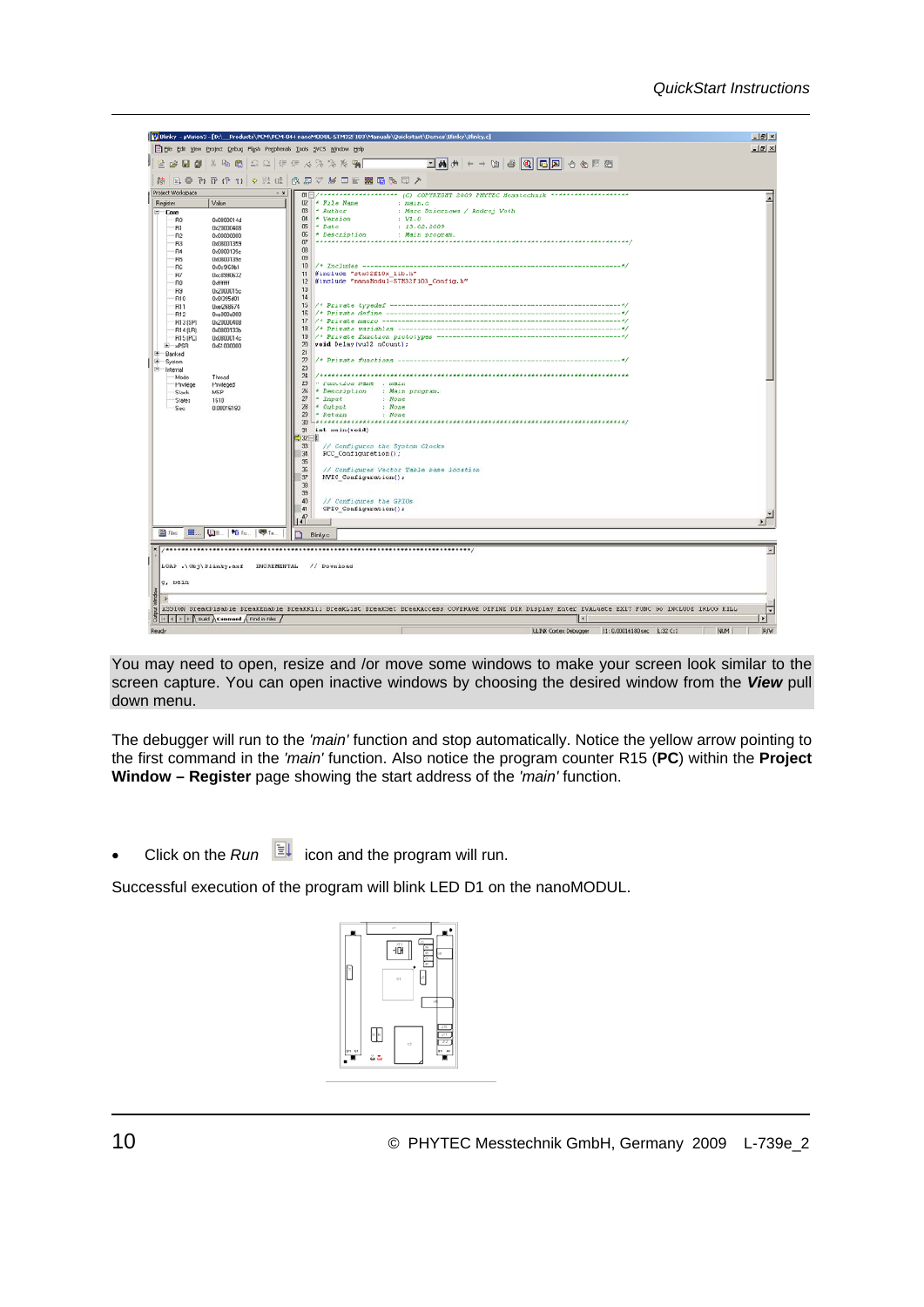You may need to open, resize and /or move some windows to make your screen look similar to the screen capture. You can open inactive windows by choosing the desired window from the ***View*** pull down menu.

The debugger will run to the *'main'* function and stop automatically. Notice the yellow arrow pointing to the first command in the *'main'* function. Also notice the program counter R15 (**PC**) within the **Project Window – Register** page showing the start address of the *'main'* function.

- Click on the *Run* icon and the program will run.

Successful execution of the program will blink LED D1 on the nanoMODUL.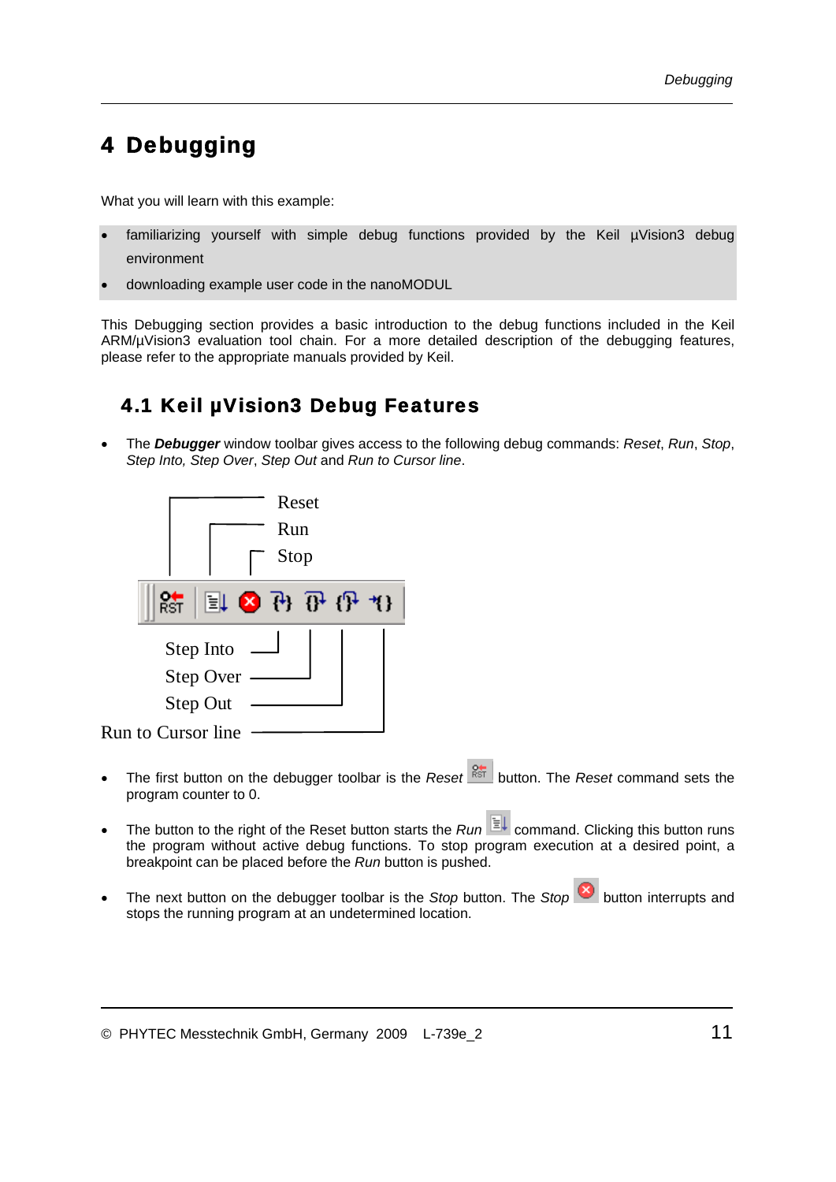// Debugging

# 4 Debugging

What you will learn with this example:

- familiarizing yourself with simple debug functions provided by the Keil µVision3 debug environment
- downloading example user code in the nanoMODUL

This Debugging section provides a basic introduction to the debug functions included in the Keil ARM/µVision3 evaluation tool chain. For a more detailed description of the debugging features, please refer to the appropriate manuals provided by Keil.

## 4.1 Keil µVision3 Debug Features

- The ***Debugger*** window toolbar gives access to the following debug commands: *Reset*, *Run*, *Stop*, *Step Into, Step Over*, *Step Out* and *Run to Cursor line*.

Reset
Run
Stop

Step Into
Step Over
Step Out
Run to Cursor line

- The first button on the debugger toolbar is the *Reset* button. The *Reset* command sets the program counter to 0.
- The button to the right of the Reset button starts the *Run* command. Clicking this button runs the program without active debug functions. To stop program execution at a desired point, a breakpoint can be placed before the *Run* button is pushed.
- The next button on the debugger toolbar is the *Stop* button. The *Stop* button interrupts and stops the running program at an undetermined location.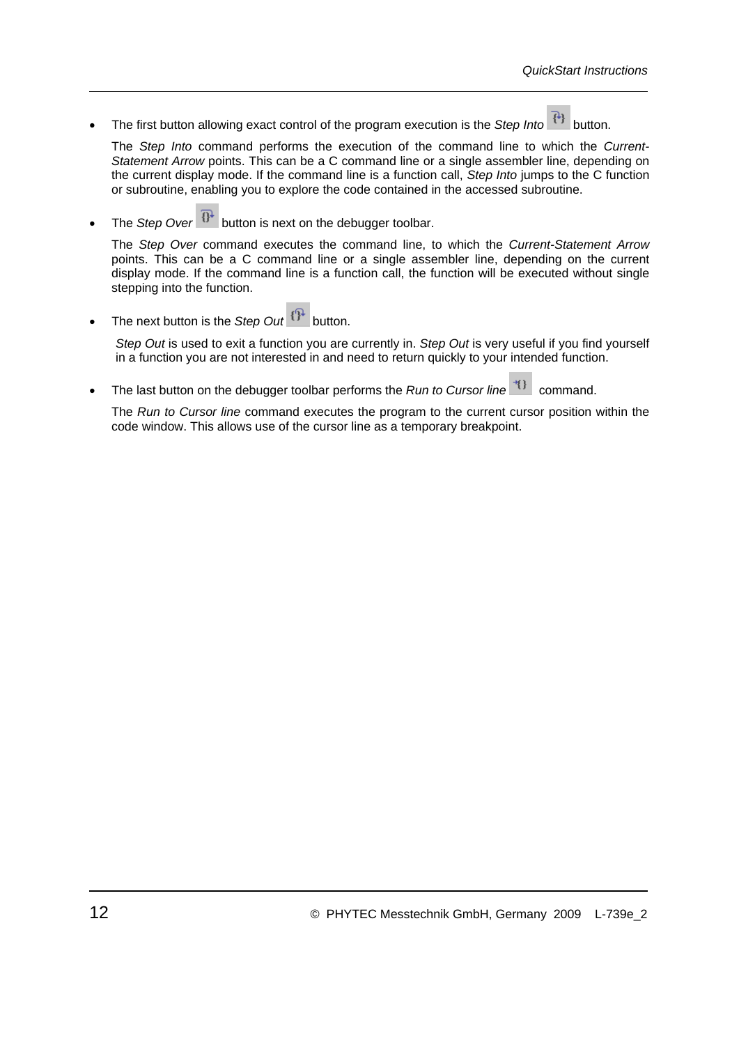- The first button allowing exact control of the program execution is the *Step Into* button.

  The *Step Into* command performs the execution of the command line to which the *Current-Statement Arrow* points. This can be a C command line or a single assembler line, depending on the current display mode. If the command line is a function call, *Step Into* jumps to the C function or subroutine, enabling you to explore the code contained in the accessed subroutine.

- The *Step Over* button is next on the debugger toolbar.

  The *Step Over* command executes the command line, to which the *Current-Statement Arrow* points. This can be a C command line or a single assembler line, depending on the current display mode. If the command line is a function call, the function will be executed without single stepping into the function.

- The next button is the *Step Out* button.

  *Step Out* is used to exit a function you are currently in. *Step Out* is very useful if you find yourself in a function you are not interested in and need to return quickly to your intended function.

- The last button on the debugger toolbar performs the *Run to Cursor line* command.

  The *Run to Cursor line* command executes the program to the current cursor position within the code window. This allows use of the cursor line as a temporary breakpoint.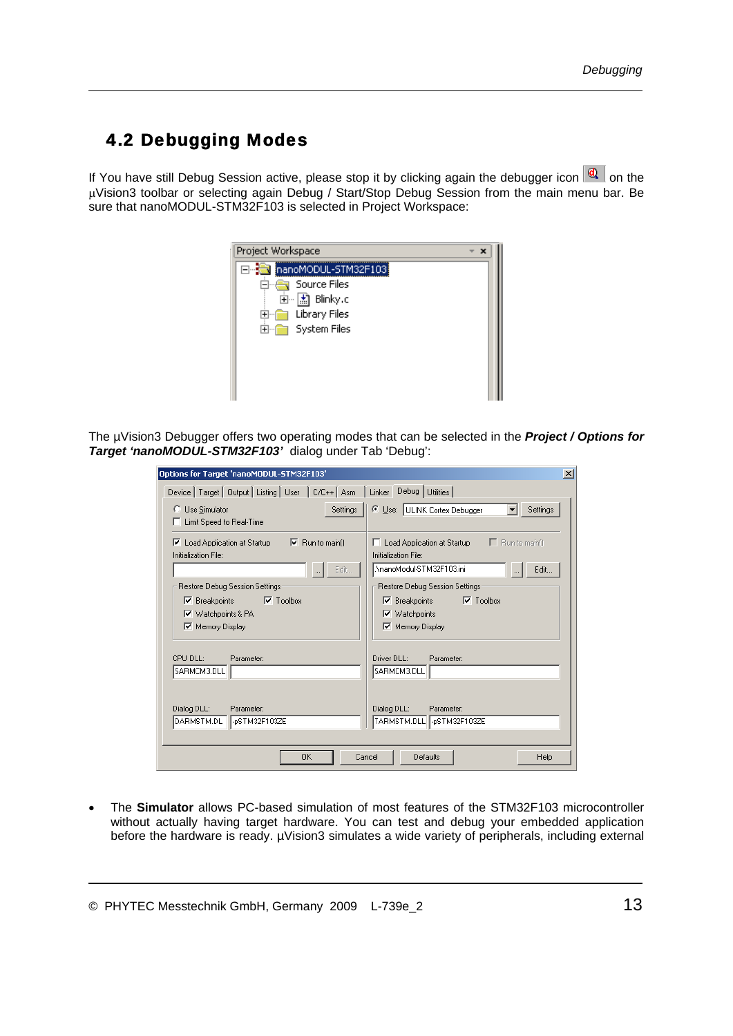## 4.2 Debugging Modes

If You have still Debug Session active, please stop it by clicking again the debugger icon on the µVision3 toolbar or selecting again Debug / Start/Stop Debug Session from the main menu bar. Be sure that nanoMODUL-STM32F103 is selected in Project Workspace:

The µVision3 Debugger offers two operating modes that can be selected in the ***Project / Options for Target 'nanoMODUL-STM32F103'*** dialog under Tab 'Debug':

- The **Simulator** allows PC-based simulation of most features of the STM32F103 microcontroller without actually having target hardware. You can test and debug your embedded application before the hardware is ready. µVision3 simulates a wide variety of peripherals, including external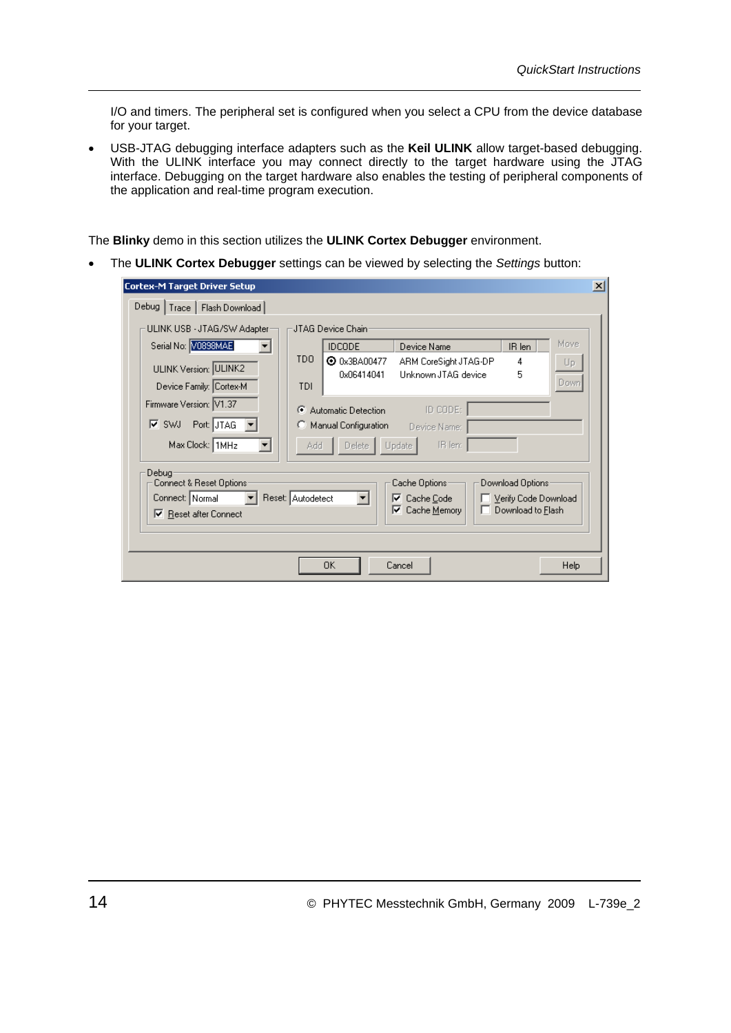I/O and timers. The peripheral set is configured when you select a CPU from the device database for your target.

- USB-JTAG debugging interface adapters such as the **Keil ULINK** allow target-based debugging. With the ULINK interface you may connect directly to the target hardware using the JTAG interface. Debugging on the target hardware also enables the testing of peripheral components of the application and real-time program execution.

The **Blinky** demo in this section utilizes the **ULINK Cortex Debugger** environment.

- The **ULINK Cortex Debugger** settings can be viewed by selecting the *Settings* button: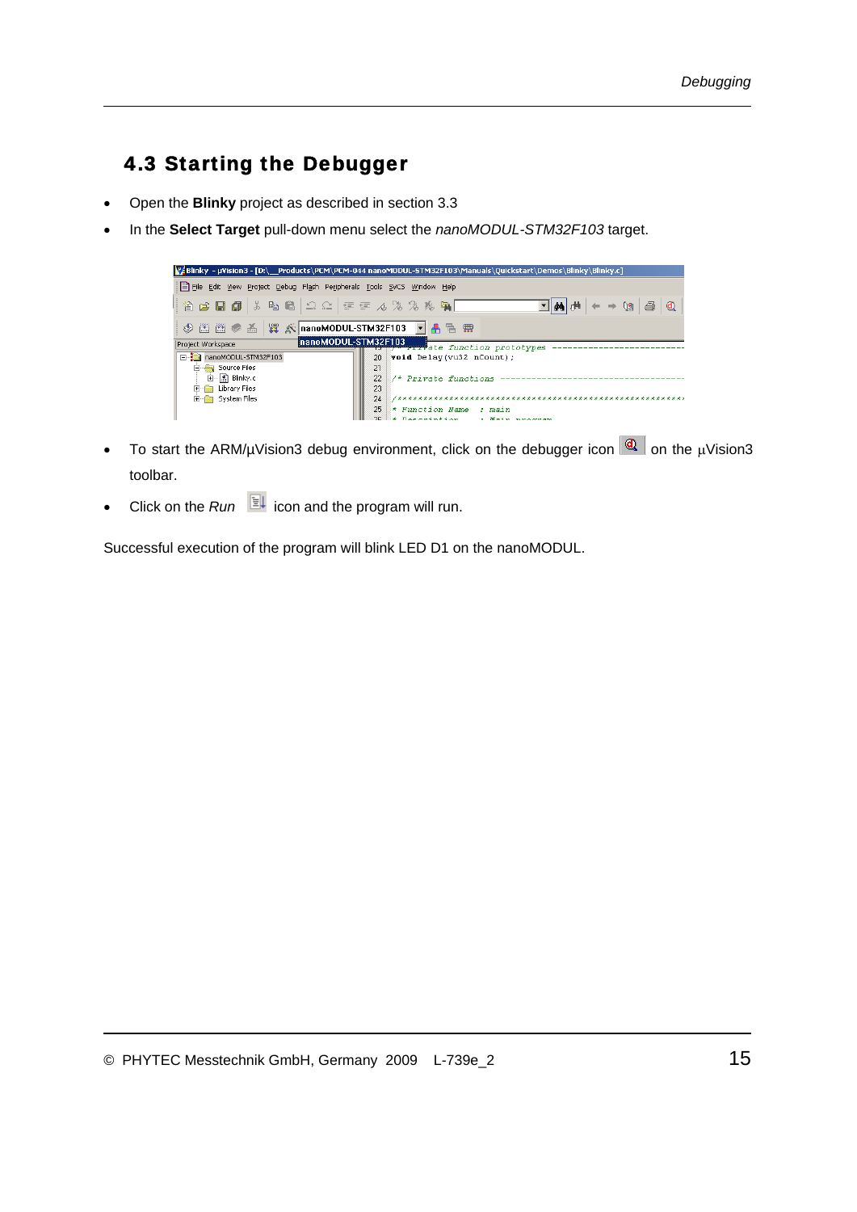## 4.3 Starting the Debugger

- Open the **Blinky** project as described in section 3.3
- In the **Select Target** pull-down menu select the *nanoMODUL-STM32F103* target.

- To start the ARM/µVision3 debug environment, click on the debugger icon on the µVision3 toolbar.
- Click on the *Run* icon and the program will run.

Successful execution of the program will blink LED D1 on the nanoMODUL.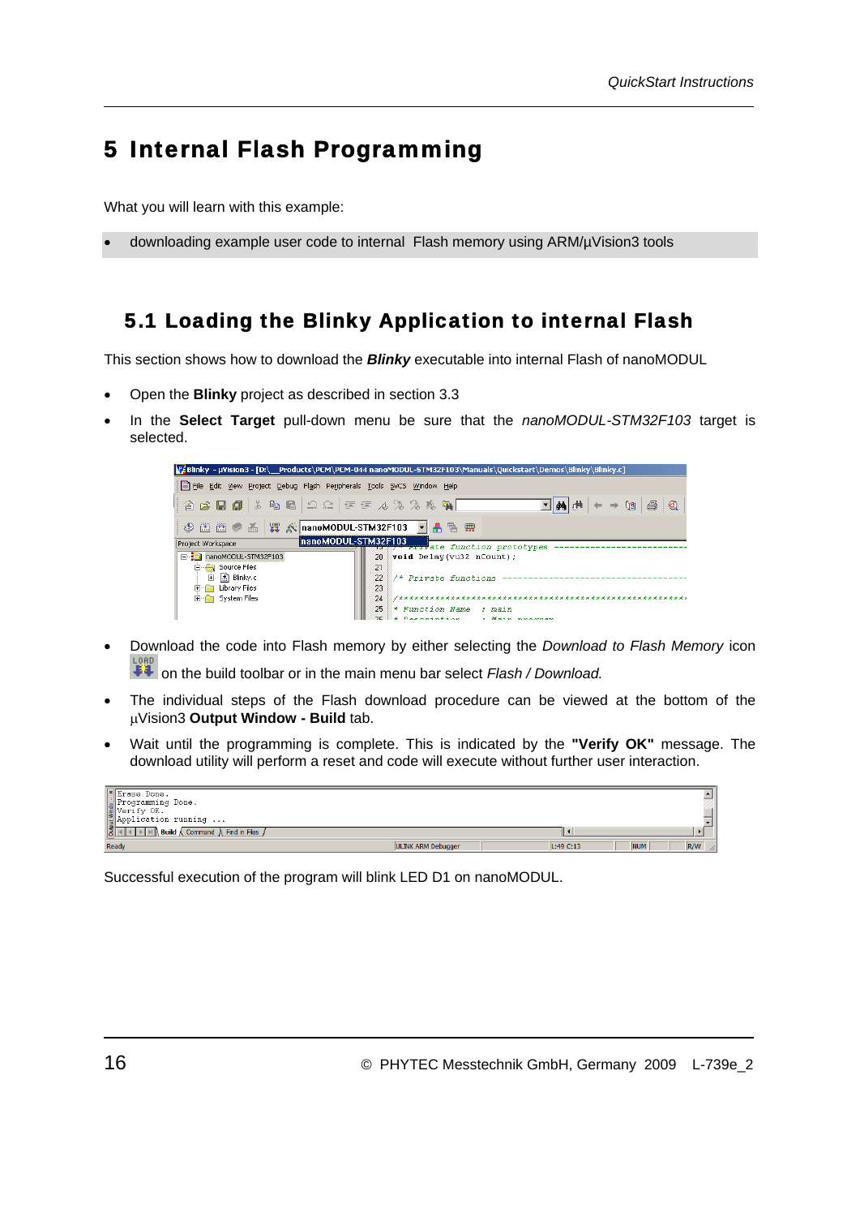# 5 Internal Flash Programming

What you will learn with this example:

- downloading example user code to internal Flash memory using ARM/µVision3 tools

## 5.1 Loading the Blinky Application to internal Flash

This section shows how to download the ***Blinky*** executable into internal Flash of nanoMODUL

- Open the **Blinky** project as described in section 3.3
- In the **Select Target** pull-down menu be sure that the *nanoMODUL-STM32F103* target is selected.

- Download the code into Flash memory by either selecting the *Download to Flash Memory* icon on the build toolbar or in the main menu bar select *Flash / Download.*
- The individual steps of the Flash download procedure can be viewed at the bottom of the µVision3 **Output Window - Build** tab.
- Wait until the programming is complete. This is indicated by the **"Verify OK"** message. The download utility will perform a reset and code will execute without further user interaction.

Successful execution of the program will blink LED D1 on nanoMODUL.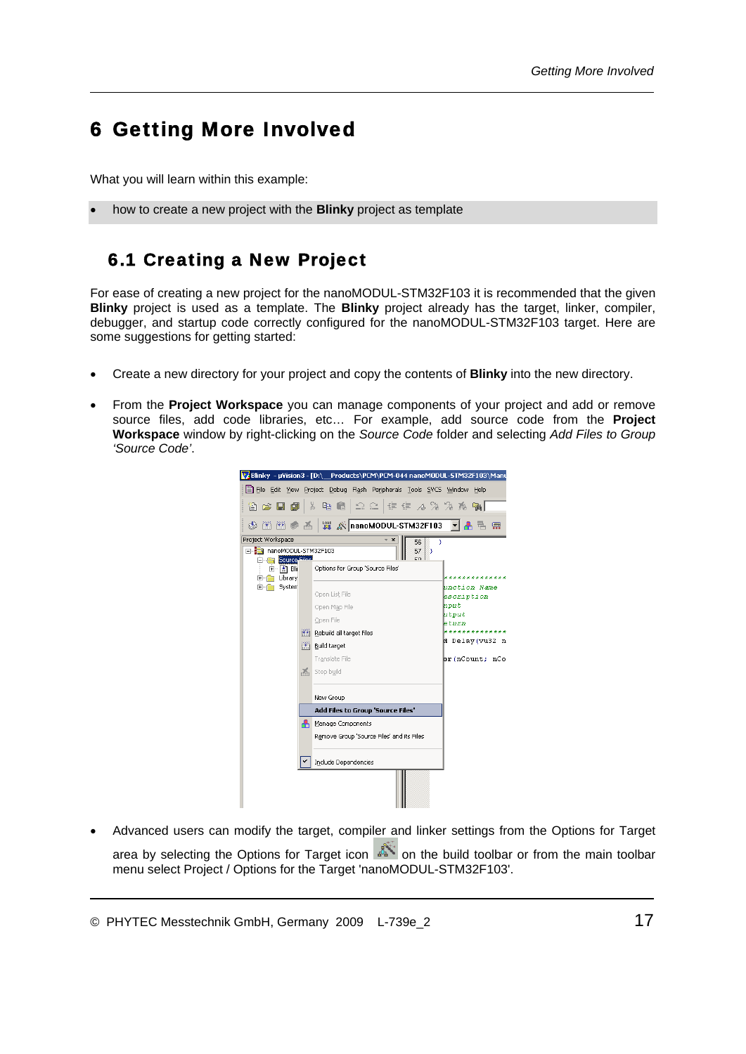# 6 Getting More Involved

What you will learn within this example:

- how to create a new project with the **Blinky** project as template

## 6.1 Creating a New Project

For ease of creating a new project for the nanoMODUL-STM32F103 it is recommended that the given **Blinky** project is used as a template. The **Blinky** project already has the target, linker, compiler, debugger, and startup code correctly configured for the nanoMODUL-STM32F103 target. Here are some suggestions for getting started:

- Create a new directory for your project and copy the contents of **Blinky** into the new directory.
- From the **Project Workspace** you can manage components of your project and add or remove source files, add code libraries, etc… For example, add source code from the **Project Workspace** window by right-clicking on the *Source Code* folder and selecting *Add Files to Group 'Source Code'*.
- Advanced users can modify the target, compiler and linker settings from the Options for Target area by selecting the Options for Target icon on the build toolbar or from the main toolbar menu select Project / Options for the Target 'nanoMODUL-STM32F103'.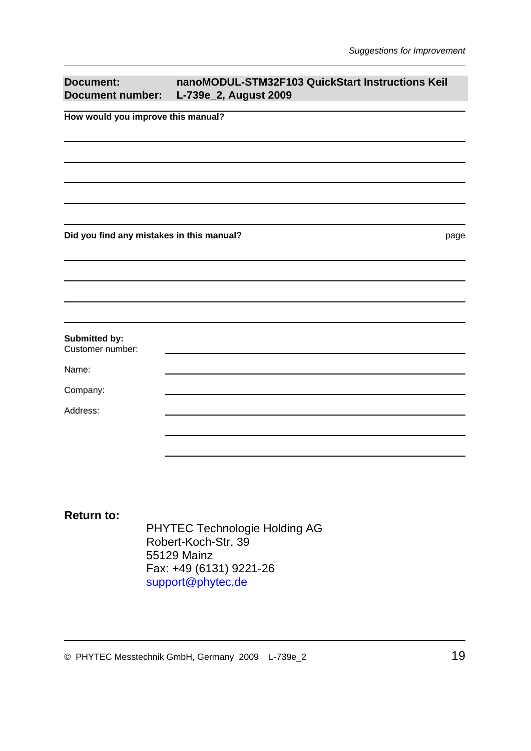| **Document:** | **nanoMODUL-STM32F103 QuickStart Instructions Keil** |
|---|---|
| **Document number:** | **L-739e_2, August 2009** |

**How would you improve this manual?**

**Did you find any mistakes in this manual?** page

**Submitted by:**

Customer number:

Name:

Company:

Address:

**Return to:**

PHYTEC Technologie Holding AG
Robert-Koch-Str. 39
55129 Mainz
Fax: +49 (6131) 9221-26
support@phytec.de

© PHYTEC Messtechnik GmbH, Germany 2009 L-739e_2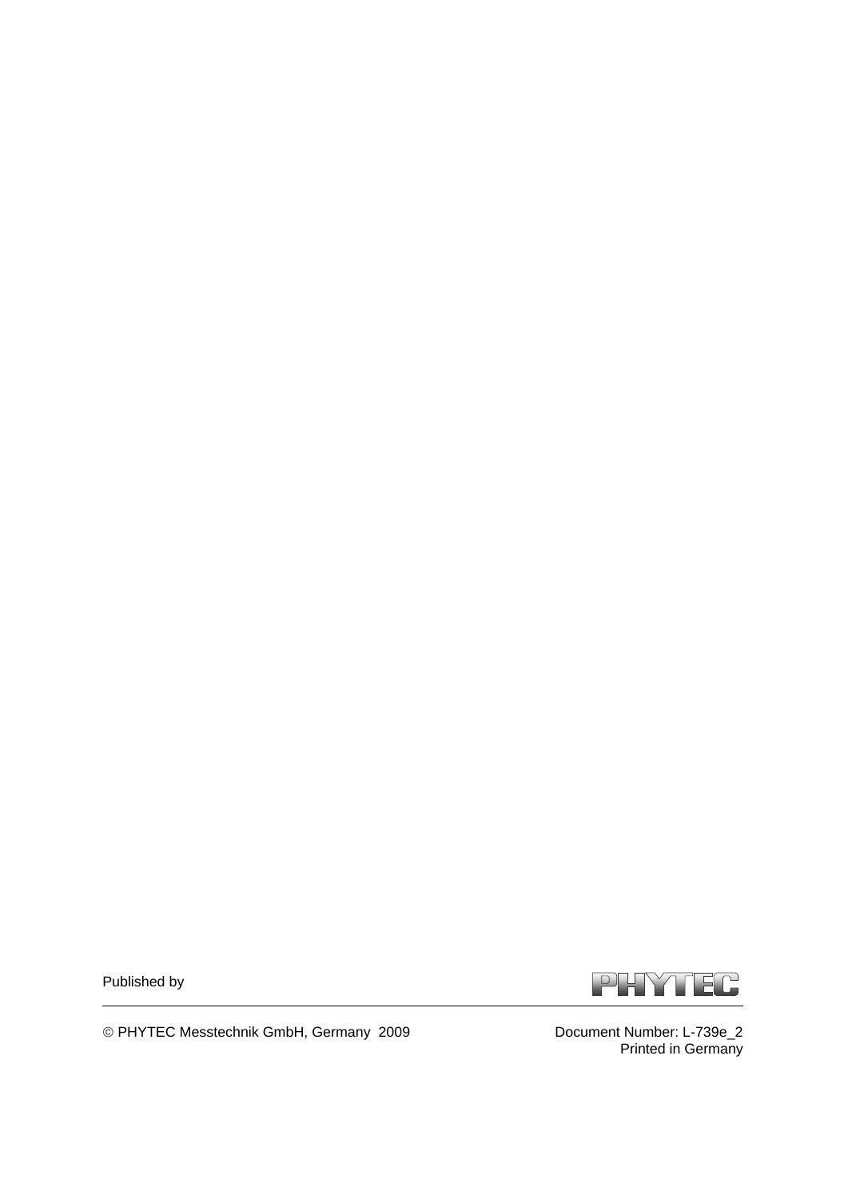Published by

PHYTEC

© PHYTEC Messtechnik GmbH, Germany 2009

Document Number: L-739e_2
Printed in Germany